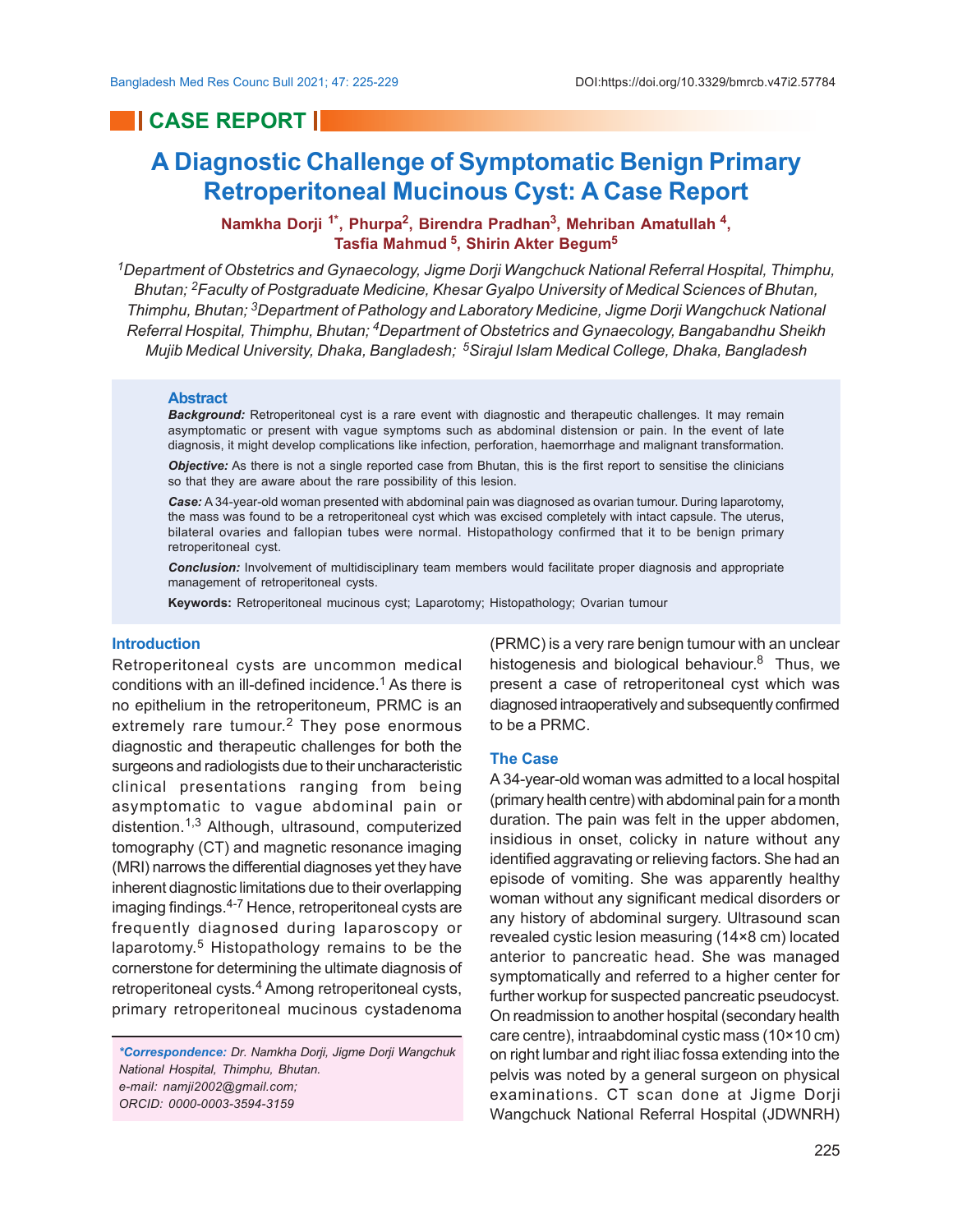## CASE REPORT

# A Diagnostic Challenge of Symptomatic Benign Primary Retroperitoneal Mucinous Cyst: A Case Report

**Namkha Dorji [1*], Phurpa[2], Birendra Pradhan[3], Mehriban Amatullah [4], Tasfia Mahmud [5], Shirin Akter Begum[5]**

*[1]Department of Obstetrics and Gynaecology, Jigme Dorji Wangchuck National Referral Hospital, Thimphu, Bhutan; [2]Faculty of Postgraduate Medicine, Khesar Gyalpo University of Medical Sciences of Bhutan, Thimphu, Bhutan; [3]Department of Pathology and Laboratory Medicine, Jigme Dorji Wangchuck National Referral Hospital, Thimphu, Bhutan; [4]Department of Obstetrics and Gynaecology, Bangabandhu Sheikh Mujib Medical University, Dhaka, Bangladesh; [5]Sirajul Islam Medical College, Dhaka, Bangladesh*

### Abstract

***Background:*** Retroperitoneal cyst is a rare event with diagnostic and therapeutic challenges. It may remain asymptomatic or present with vague symptoms such as abdominal distension or pain. In the event of late diagnosis, it might develop complications like infection, perforation, haemorrhage and malignant transformation.

***Objective:*** As there is not a single reported case from Bhutan, this is the first report to sensitise the clinicians so that they are aware about the rare possibility of this lesion.

***Case:*** A 34-year-old woman presented with abdominal pain was diagnosed as ovarian tumour. During laparotomy, the mass was found to be a retroperitoneal cyst which was excised completely with intact capsule. The uterus, bilateral ovaries and fallopian tubes were normal. Histopathology confirmed that it to be benign primary retroperitoneal cyst.

***Conclusion:*** Involvement of multidisciplinary team members would facilitate proper diagnosis and appropriate management of retroperitoneal cysts.

**Keywords:** Retroperitoneal mucinous cyst; Laparotomy; Histopathology; Ovarian tumour

### Introduction

Retroperitoneal cysts are uncommon medical conditions with an ill-defined incidence.[1] As there is no epithelium in the retroperitoneum, PRMC is an extremely rare tumour.[2] They pose enormous diagnostic and therapeutic challenges for both the surgeons and radiologists due to their uncharacteristic clinical presentations ranging from being asymptomatic to vague abdominal pain or distention.[1,3] Although, ultrasound, computerized tomography (CT) and magnetic resonance imaging (MRI) narrows the differential diagnoses yet they have inherent diagnostic limitations due to their overlapping imaging findings.[4-7] Hence, retroperitoneal cysts are frequently diagnosed during laparoscopy or laparotomy.[5] Histopathology remains to be the cornerstone for determining the ultimate diagnosis of retroperitoneal cysts.[4] Among retroperitoneal cysts, primary retroperitoneal mucinous cystadenoma (PRMC) is a very rare benign tumour with an unclear histogenesis and biological behaviour.[8] Thus, we present a case of retroperitoneal cyst which was diagnosed intraoperatively and subsequently confirmed to be a PRMC.

### The Case

A 34-year-old woman was admitted to a local hospital (primary health centre) with abdominal pain for a month duration. The pain was felt in the upper abdomen, insidious in onset, colicky in nature without any identified aggravating or relieving factors. She had an episode of vomiting. She was apparently healthy woman without any significant medical disorders or any history of abdominal surgery. Ultrasound scan revealed cystic lesion measuring (14×8 cm) located anterior to pancreatic head. She was managed symptomatically and referred to a higher center for further workup for suspected pancreatic pseudocyst. On readmission to another hospital (secondary health care centre), intraabdominal cystic mass (10×10 cm) on right lumbar and right iliac fossa extending into the pelvis was noted by a general surgeon on physical examinations. CT scan done at Jigme Dorji Wangchuck National Referral Hospital (JDWNRH)

*\*Correspondence: Dr. Namkha Dorji, Jigme Dorji Wangchuk National Hospital, Thimphu, Bhutan. e-mail: namji2002@gmail.com; ORCID: 0000-0003-3594-3159*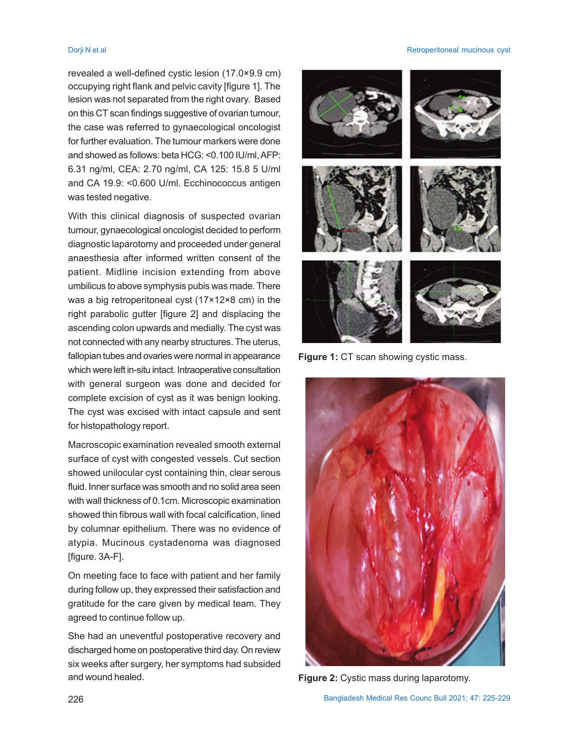revealed a well-defined cystic lesion (17.0×9.9 cm) occupying right flank and pelvic cavity [figure 1]. The lesion was not separated from the right ovary. Based on this CT scan findings suggestive of ovarian tumour, the case was referred to gynaecological oncologist for further evaluation. The tumour markers were done and showed as follows: beta HCG: <0.100 IU/ml, AFP: 6.31 ng/ml, CEA: 2.70 ng/ml, CA 125: 15.8 5 U/ml and CA 19.9: <0.600 U/ml. Ecchinococcus antigen was tested negative.

With this clinical diagnosis of suspected ovarian tumour, gynaecological oncologist decided to perform diagnostic laparotomy and proceeded under general anaesthesia after informed written consent of the patient. Midline incision extending from above umbilicus to above symphysis pubis was made. There was a big retroperitoneal cyst (17×12×8 cm) in the right parabolic gutter [figure 2] and displacing the ascending colon upwards and medially. The cyst was not connected with any nearby structures. The uterus, fallopian tubes and ovaries were normal in appearance which were left in-situ intact. Intraoperative consultation with general surgeon was done and decided for complete excision of cyst as it was benign looking. The cyst was excised with intact capsule and sent for histopathology report.

Macroscopic examination revealed smooth external surface of cyst with congested vessels. Cut section showed unilocular cyst containing thin, clear serous fluid. Inner surface was smooth and no solid area seen with wall thickness of 0.1cm. Microscopic examination showed thin fibrous wall with focal calcification, lined by columnar epithelium. There was no evidence of atypia. Mucinous cystadenoma was diagnosed [figure. 3A-F].

On meeting face to face with patient and her family during follow up, they expressed their satisfaction and gratitude for the care given by medical team. They agreed to continue follow up.

She had an uneventful postoperative recovery and discharged home on postoperative third day. On review six weeks after surgery, her symptoms had subsided and wound healed.

**Figure 1:** CT scan showing cystic mass.

**Figure 2:** Cystic mass during laparotomy.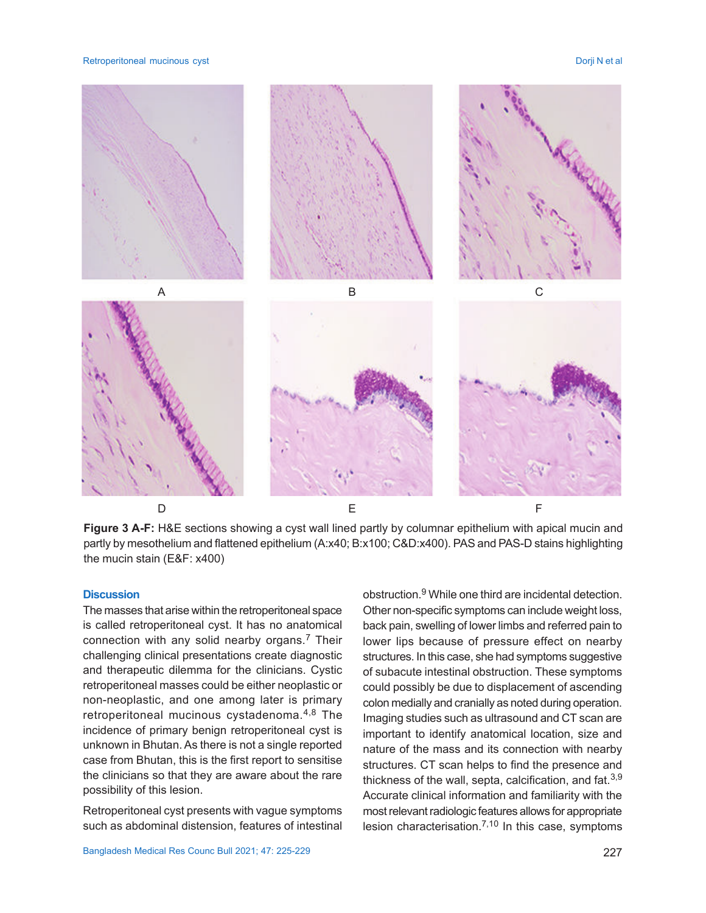Figure 3 A-F: H&E sections showing a cyst wall lined partly by columnar epithelium with apical mucin and partly by mesothelium and flattened epithelium (A:x40; B:x100; C&D:x400). PAS and PAS-D stains highlighting the mucin stain (E&F: x400)

## Discussion

The masses that arise within the retroperitoneal space is called retroperitoneal cyst. It has no anatomical connection with any solid nearby organs.[7] Their challenging clinical presentations create diagnostic and therapeutic dilemma for the clinicians. Cystic retroperitoneal masses could be either neoplastic or non-neoplastic, and one among later is primary retroperitoneal mucinous cystadenoma.[4,8] The incidence of primary benign retroperitoneal cyst is unknown in Bhutan. As there is not a single reported case from Bhutan, this is the first report to sensitise the clinicians so that they are aware about the rare possibility of this lesion.

Retroperitoneal cyst presents with vague symptoms such as abdominal distension, features of intestinal obstruction.[9] While one third are incidental detection. Other non-specific symptoms can include weight loss, back pain, swelling of lower limbs and referred pain to lower lips because of pressure effect on nearby structures. In this case, she had symptoms suggestive of subacute intestinal obstruction. These symptoms could possibly be due to displacement of ascending colon medially and cranially as noted during operation. Imaging studies such as ultrasound and CT scan are important to identify anatomical location, size and nature of the mass and its connection with nearby structures. CT scan helps to find the presence and thickness of the wall, septa, calcification, and fat.[3,9] Accurate clinical information and familiarity with the most relevant radiologic features allows for appropriate lesion characterisation.[7,10] In this case, symptoms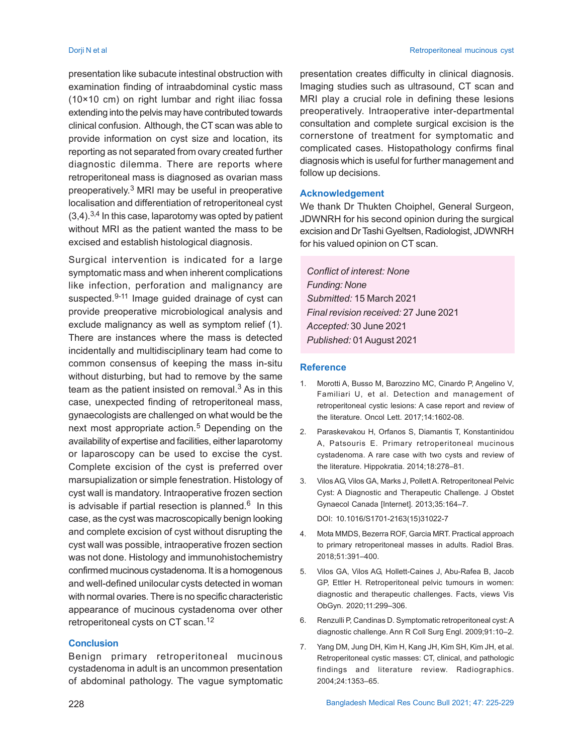presentation like subacute intestinal obstruction with examination finding of intraabdominal cystic mass (10×10 cm) on right lumbar and right iliac fossa extending into the pelvis may have contributed towards clinical confusion. Although, the CT scan was able to provide information on cyst size and location, its reporting as not separated from ovary created further diagnostic dilemma. There are reports where retroperitoneal mass is diagnosed as ovarian mass preoperatively.[3] MRI may be useful in preoperative localisation and differentiation of retroperitoneal cyst (3,4).[3,4] In this case, laparotomy was opted by patient without MRI as the patient wanted the mass to be excised and establish histological diagnosis.

Surgical intervention is indicated for a large symptomatic mass and when inherent complications like infection, perforation and malignancy are suspected.[9-11] Image guided drainage of cyst can provide preoperative microbiological analysis and exclude malignancy as well as symptom relief (1). There are instances where the mass is detected incidentally and multidisciplinary team had come to common consensus of keeping the mass in-situ without disturbing, but had to remove by the same team as the patient insisted on removal.[3] As in this case, unexpected finding of retroperitoneal mass, gynaecologists are challenged on what would be the next most appropriate action.[5] Depending on the availability of expertise and facilities, either laparotomy or laparoscopy can be used to excise the cyst. Complete excision of the cyst is preferred over marsupialization or simple fenestration. Histology of cyst wall is mandatory. Intraoperative frozen section is advisable if partial resection is planned.[6] In this case, as the cyst was macroscopically benign looking and complete excision of cyst without disrupting the cyst wall was possible, intraoperative frozen section was not done. Histology and immunohistochemistry confirmed mucinous cystadenoma. It is a homogenous and well-defined unilocular cysts detected in woman with normal ovaries. There is no specific characteristic appearance of mucinous cystadenoma over other retroperitoneal cysts on CT scan.[12]

## Conclusion

Benign primary retroperitoneal mucinous cystadenoma in adult is an uncommon presentation of abdominal pathology. The vague symptomatic presentation creates difficulty in clinical diagnosis. Imaging studies such as ultrasound, CT scan and MRI play a crucial role in defining these lesions preoperatively. Intraoperative inter-departmental consultation and complete surgical excision is the cornerstone of treatment for symptomatic and complicated cases. Histopathology confirms final diagnosis which is useful for further management and follow up decisions.

## Acknowledgement

We thank Dr Thukten Choiphel, General Surgeon, JDWNRH for his second opinion during the surgical excision and Dr Tashi Gyeltsen, Radiologist, JDWNRH for his valued opinion on CT scan.

*Conflict of interest: None*
*Funding: None*
*Submitted:* 15 March 2021
*Final revision received:* 27 June 2021
*Accepted:* 30 June 2021
*Published:* 01 August 2021

## Reference

1. Morotti A, Busso M, Barozzino MC, Cinardo P, Angelino V, Familiari U, et al. Detection and management of retroperitoneal cystic lesions: A case report and review of the literature. Oncol Lett. 2017;14:1602-08.
2. Paraskevakou H, Orfanos S, Diamantis T, Konstantinidou A, Patsouris E. Primary retroperitoneal mucinous cystadenoma. A rare case with two cysts and review of the literature. Hippokratia. 2014;18:278–81.
3. Vilos AG, Vilos GA, Marks J, Pollett A. Retroperitoneal Pelvic Cyst: A Diagnostic and Therapeutic Challenge. J Obstet Gynaecol Canada [Internet]. 2013;35:164–7.
   DOI: 10.1016/S1701-2163(15)31022-7
4. Mota MMDS, Bezerra ROF, Garcia MRT. Practical approach to primary retroperitoneal masses in adults. Radiol Bras. 2018;51:391–400.
5. Vilos GA, Vilos AG, Hollett-Caines J, Abu-Rafea B, Jacob GP, Ettler H. Retroperitoneal pelvic tumours in women: diagnostic and therapeutic challenges. Facts, views Vis ObGyn. 2020;11:299–306.
6. Renzulli P, Candinas D. Symptomatic retroperitoneal cyst: A diagnostic challenge. Ann R Coll Surg Engl. 2009;91:10–2.
7. Yang DM, Jung DH, Kim H, Kang JH, Kim SH, Kim JH, et al. Retroperitoneal cystic masses: CT, clinical, and pathologic findings and literature review. Radiographics. 2004;24:1353–65.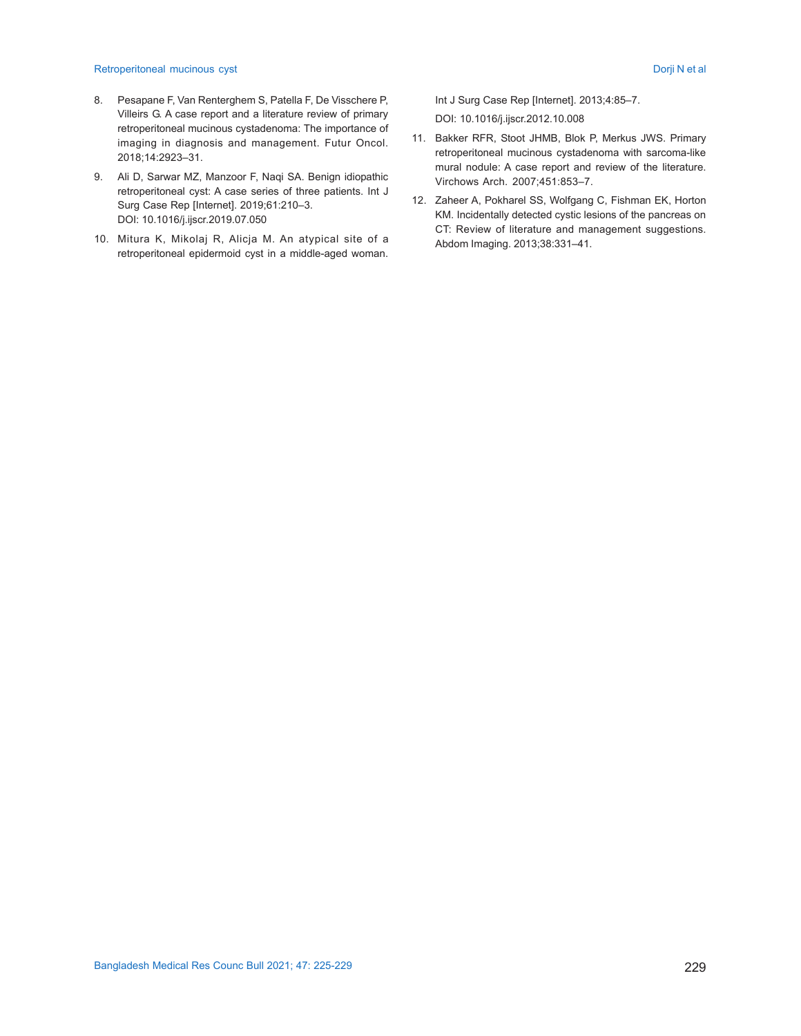8. Pesapane F, Van Renterghem S, Patella F, De Visschere P, Villeirs G. A case report and a literature review of primary retroperitoneal mucinous cystadenoma: The importance of imaging in diagnosis and management. Futur Oncol. 2018;14:2923–31.

9. Ali D, Sarwar MZ, Manzoor F, Naqi SA. Benign idiopathic retroperitoneal cyst: A case series of three patients. Int J Surg Case Rep [Internet]. 2019;61:210–3. DOI: 10.1016/j.ijscr.2019.07.050

10. Mitura K, Mikolaj R, Alicja M. An atypical site of a retroperitoneal epidermoid cyst in a middle-aged woman. Int J Surg Case Rep [Internet]. 2013;4:85–7. DOI: 10.1016/j.ijscr.2012.10.008

11. Bakker RFR, Stoot JHMB, Blok P, Merkus JWS. Primary retroperitoneal mucinous cystadenoma with sarcoma-like mural nodule: A case report and review of the literature. Virchows Arch. 2007;451:853–7.

12. Zaheer A, Pokharel SS, Wolfgang C, Fishman EK, Horton KM. Incidentally detected cystic lesions of the pancreas on CT: Review of literature and management suggestions. Abdom Imaging. 2013;38:331–41.